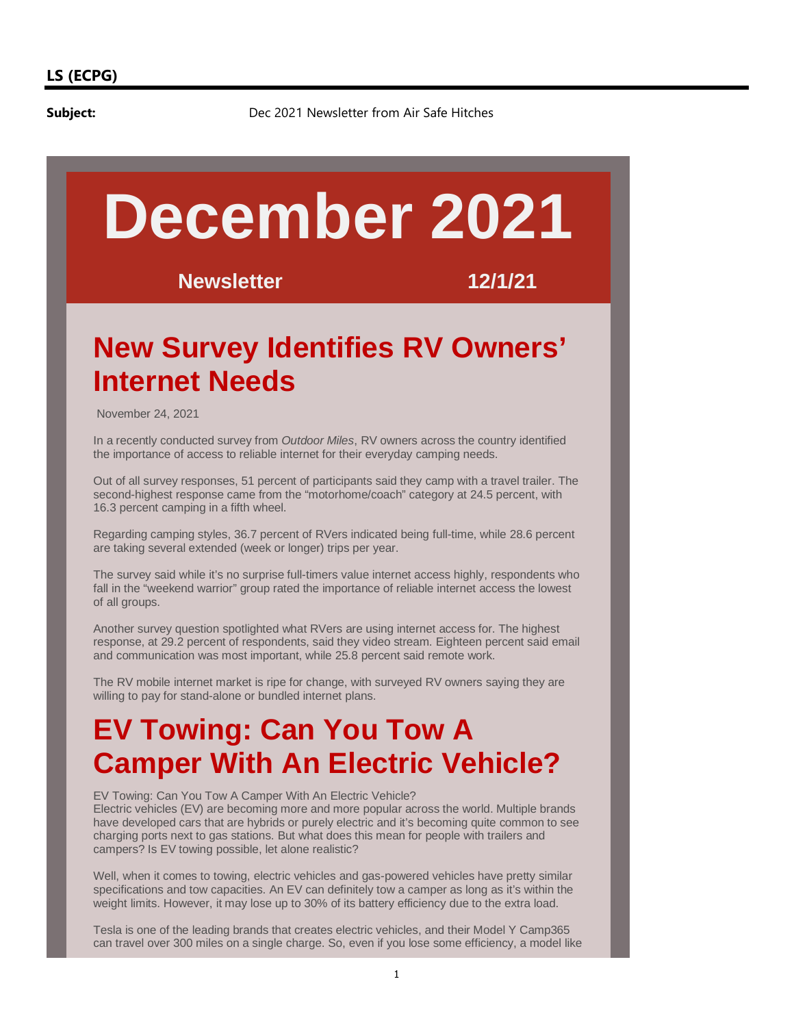**LS (ECPG)**

**Subject:** Dec 2021 Newsletter from Air Safe Hitches

# December 2021

**Newsletter 12/1/21**

## New Survey Identifies RV Owners' Internet Needs

November 24, 2021

In a recently conducted survey from *Outdoor Miles*, RV owners across the country identified the importance of access to reliable internet for their everyday camping needs.

Out of all survey responses, 51 percent of participants said they camp with a travel trailer. The second-highest response came from the "motorhome/coach" category at 24.5 percent, with 16.3 percent camping in a fifth wheel.

Regarding camping styles, 36.7 percent of RVers indicated being full-time, while 28.6 percent are taking several extended (week or longer) trips per year.

The survey said while it's no surprise full-timers value internet access highly, respondents who fall in the "weekend warrior" group rated the importance of reliable internet access the lowest of all groups.

Another survey question spotlighted what RVers are using internet access for. The highest response, at 29.2 percent of respondents, said they video stream. Eighteen percent said email and communication was most important, while 25.8 percent said remote work.

The RV mobile internet market is ripe for change, with surveyed RV owners saying they are willing to pay for stand-alone or bundled internet plans.

## EV Towing: Can You Tow A Camper With An Electric Vehicle?

EV Towing: Can You Tow A Camper With An Electric Vehicle?
Electric vehicles (EV) are becoming more and more popular across the world. Multiple brands have developed cars that are hybrids or purely electric and it's becoming quite common to see charging ports next to gas stations. But what does this mean for people with trailers and campers? Is EV towing possible, let alone realistic?

Well, when it comes to towing, electric vehicles and gas-powered vehicles have pretty similar specifications and tow capacities. An EV can definitely tow a camper as long as it's within the weight limits. However, it may lose up to 30% of its battery efficiency due to the extra load.

Tesla is one of the leading brands that creates electric vehicles, and their Model Y Camp365 can travel over 300 miles on a single charge. So, even if you lose some efficiency, a model like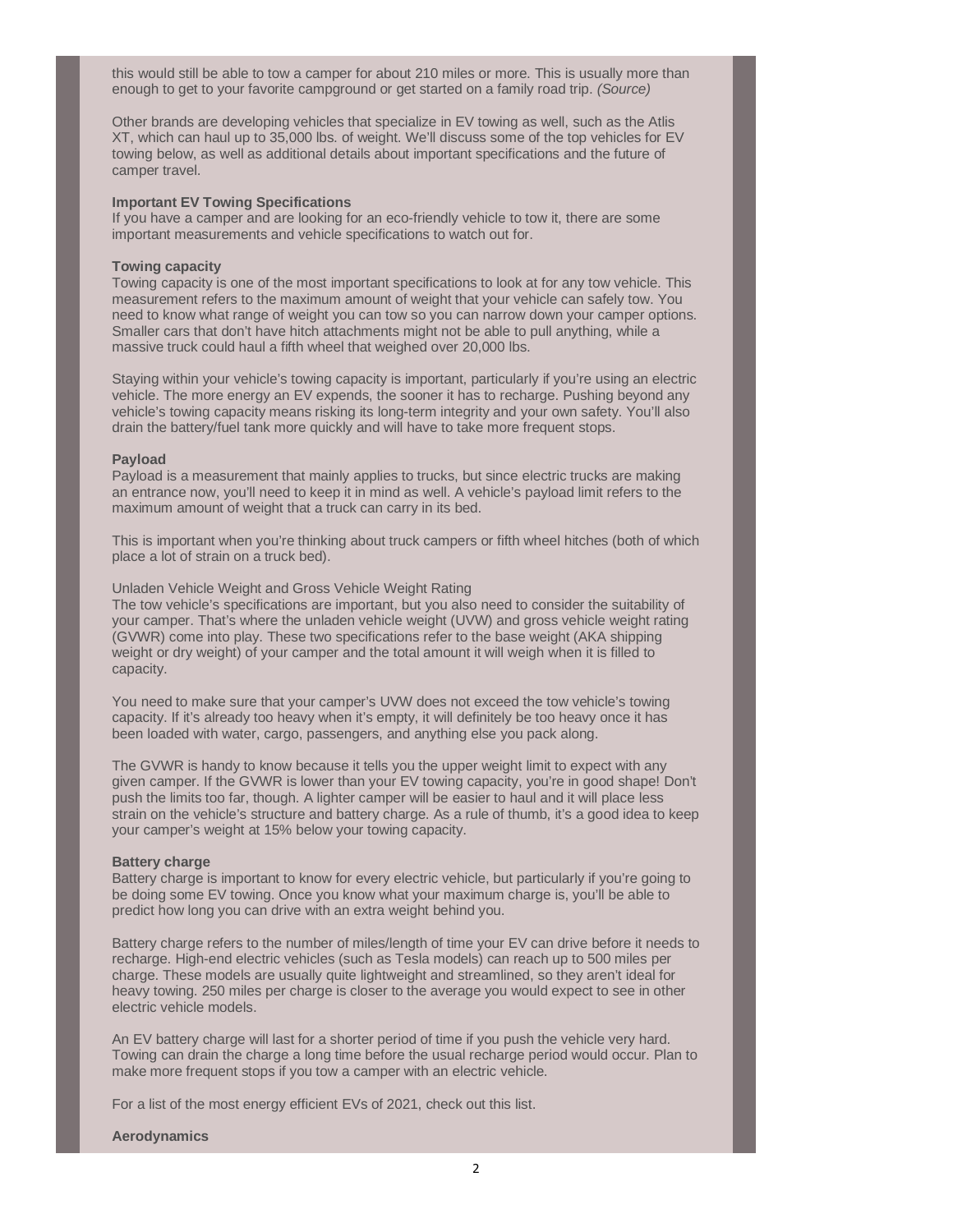this would still be able to tow a camper for about 210 miles or more. This is usually more than enough to get to your favorite campground or get started on a family road trip. *(Source)*

Other brands are developing vehicles that specialize in EV towing as well, such as the Atlis XT, which can haul up to 35,000 lbs. of weight. We'll discuss some of the top vehicles for EV towing below, as well as additional details about important specifications and the future of camper travel.

**Important EV Towing Specifications**

If you have a camper and are looking for an eco-friendly vehicle to tow it, there are some important measurements and vehicle specifications to watch out for.

**Towing capacity**

Towing capacity is one of the most important specifications to look at for any tow vehicle. This measurement refers to the maximum amount of weight that your vehicle can safely tow. You need to know what range of weight you can tow so you can narrow down your camper options. Smaller cars that don't have hitch attachments might not be able to pull anything, while a massive truck could haul a fifth wheel that weighed over 20,000 lbs.

Staying within your vehicle's towing capacity is important, particularly if you're using an electric vehicle. The more energy an EV expends, the sooner it has to recharge. Pushing beyond any vehicle's towing capacity means risking its long-term integrity and your own safety. You'll also drain the battery/fuel tank more quickly and will have to take more frequent stops.

**Payload**

Payload is a measurement that mainly applies to trucks, but since electric trucks are making an entrance now, you'll need to keep it in mind as well. A vehicle's payload limit refers to the maximum amount of weight that a truck can carry in its bed.

This is important when you're thinking about truck campers or fifth wheel hitches (both of which place a lot of strain on a truck bed).

Unladen Vehicle Weight and Gross Vehicle Weight Rating

The tow vehicle's specifications are important, but you also need to consider the suitability of your camper. That's where the unladen vehicle weight (UVW) and gross vehicle weight rating (GVWR) come into play. These two specifications refer to the base weight (AKA shipping weight or dry weight) of your camper and the total amount it will weigh when it is filled to capacity.

You need to make sure that your camper's UVW does not exceed the tow vehicle's towing capacity. If it's already too heavy when it's empty, it will definitely be too heavy once it has been loaded with water, cargo, passengers, and anything else you pack along.

The GVWR is handy to know because it tells you the upper weight limit to expect with any given camper. If the GVWR is lower than your EV towing capacity, you're in good shape! Don't push the limits too far, though. A lighter camper will be easier to haul and it will place less strain on the vehicle's structure and battery charge. As a rule of thumb, it's a good idea to keep your camper's weight at 15% below your towing capacity.

**Battery charge**

Battery charge is important to know for every electric vehicle, but particularly if you're going to be doing some EV towing. Once you know what your maximum charge is, you'll be able to predict how long you can drive with an extra weight behind you.

Battery charge refers to the number of miles/length of time your EV can drive before it needs to recharge. High-end electric vehicles (such as Tesla models) can reach up to 500 miles per charge. These models are usually quite lightweight and streamlined, so they aren't ideal for heavy towing. 250 miles per charge is closer to the average you would expect to see in other electric vehicle models.

An EV battery charge will last for a shorter period of time if you push the vehicle very hard. Towing can drain the charge a long time before the usual recharge period would occur. Plan to make more frequent stops if you tow a camper with an electric vehicle.

For a list of the most energy efficient EVs of 2021, check out this list.

**Aerodynamics**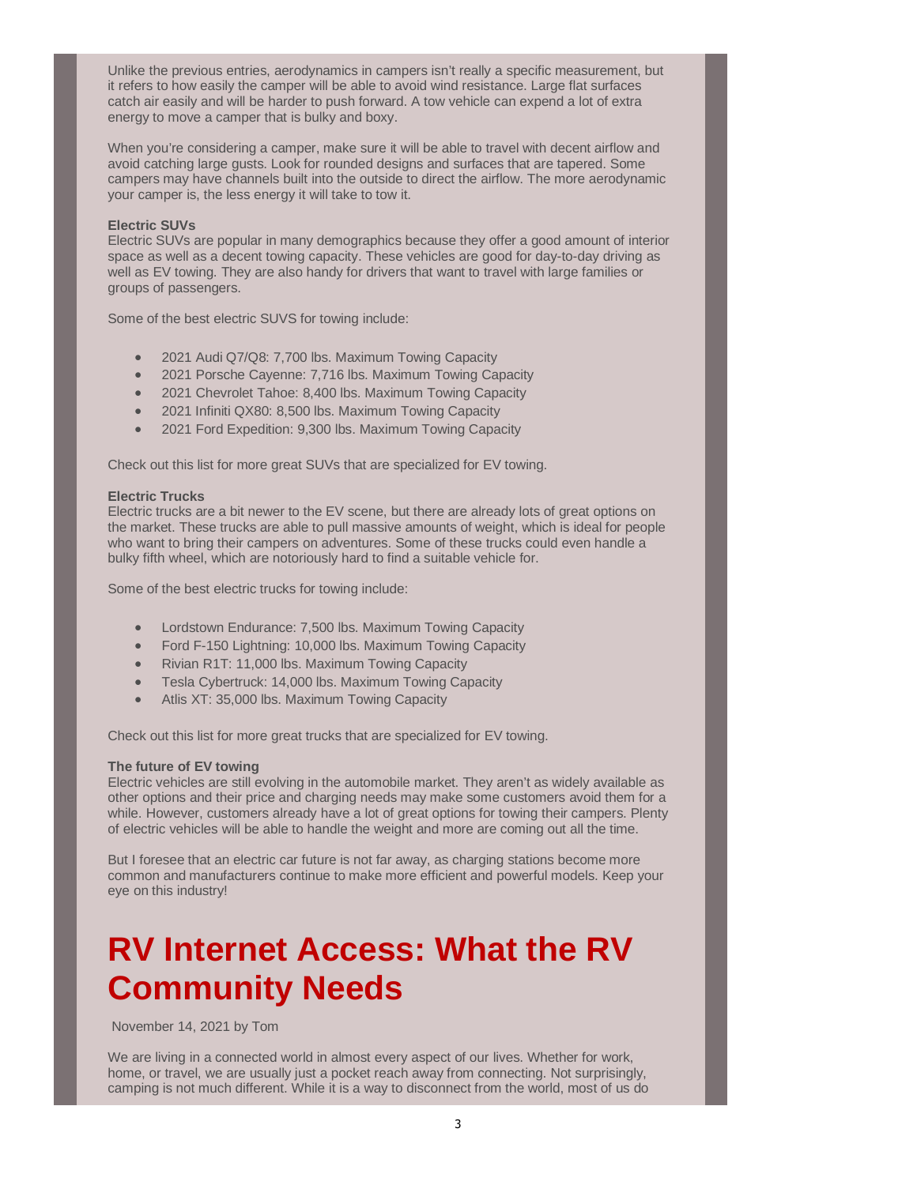Unlike the previous entries, aerodynamics in campers isn't really a specific measurement, but it refers to how easily the camper will be able to avoid wind resistance. Large flat surfaces catch air easily and will be harder to push forward. A tow vehicle can expend a lot of extra energy to move a camper that is bulky and boxy.

When you're considering a camper, make sure it will be able to travel with decent airflow and avoid catching large gusts. Look for rounded designs and surfaces that are tapered. Some campers may have channels built into the outside to direct the airflow. The more aerodynamic your camper is, the less energy it will take to tow it.

**Electric SUVs**
Electric SUVs are popular in many demographics because they offer a good amount of interior space as well as a decent towing capacity. These vehicles are good for day-to-day driving as well as EV towing. They are also handy for drivers that want to travel with large families or groups of passengers.

Some of the best electric SUVS for towing include:

- 2021 Audi Q7/Q8: 7,700 lbs. Maximum Towing Capacity
- 2021 Porsche Cayenne: 7,716 lbs. Maximum Towing Capacity
- 2021 Chevrolet Tahoe: 8,400 lbs. Maximum Towing Capacity
- 2021 Infiniti QX80: 8,500 lbs. Maximum Towing Capacity
- 2021 Ford Expedition: 9,300 lbs. Maximum Towing Capacity

Check out this list for more great SUVs that are specialized for EV towing.

**Electric Trucks**
Electric trucks are a bit newer to the EV scene, but there are already lots of great options on the market. These trucks are able to pull massive amounts of weight, which is ideal for people who want to bring their campers on adventures. Some of these trucks could even handle a bulky fifth wheel, which are notoriously hard to find a suitable vehicle for.

Some of the best electric trucks for towing include:

- Lordstown Endurance: 7,500 lbs. Maximum Towing Capacity
- Ford F-150 Lightning: 10,000 lbs. Maximum Towing Capacity
- Rivian R1T: 11,000 lbs. Maximum Towing Capacity
- Tesla Cybertruck: 14,000 lbs. Maximum Towing Capacity
- Atlis XT: 35,000 lbs. Maximum Towing Capacity

Check out this list for more great trucks that are specialized for EV towing.

**The future of EV towing**
Electric vehicles are still evolving in the automobile market. They aren't as widely available as other options and their price and charging needs may make some customers avoid them for a while. However, customers already have a lot of great options for towing their campers. Plenty of electric vehicles will be able to handle the weight and more are coming out all the time.

But I foresee that an electric car future is not far away, as charging stations become more common and manufacturers continue to make more efficient and powerful models. Keep your eye on this industry!

# RV Internet Access: What the RV Community Needs

November 14, 2021 by Tom

We are living in a connected world in almost every aspect of our lives. Whether for work, home, or travel, we are usually just a pocket reach away from connecting. Not surprisingly, camping is not much different. While it is a way to disconnect from the world, most of us do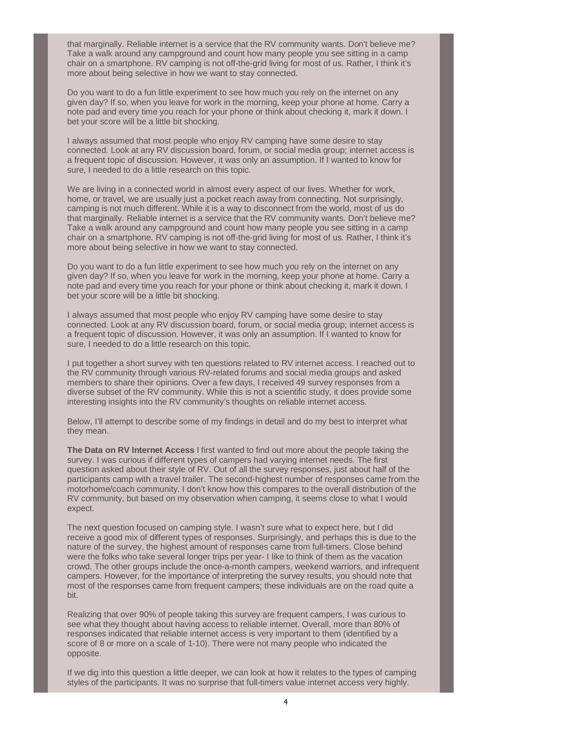that marginally. Reliable internet is a service that the RV community wants. Don't believe me? Take a walk around any campground and count how many people you see sitting in a camp chair on a smartphone. RV camping is not off-the-grid living for most of us. Rather, I think it's more about being selective in how we want to stay connected.

Do you want to do a fun little experiment to see how much you rely on the internet on any given day? If so, when you leave for work in the morning, keep your phone at home. Carry a note pad and every time you reach for your phone or think about checking it, mark it down. I bet your score will be a little bit shocking.

I always assumed that most people who enjoy RV camping have some desire to stay connected. Look at any RV discussion board, forum, or social media group; internet access is a frequent topic of discussion. However, it was only an assumption. If I wanted to know for sure, I needed to do a little research on this topic.

We are living in a connected world in almost every aspect of our lives. Whether for work, home, or travel, we are usually just a pocket reach away from connecting. Not surprisingly, camping is not much different. While it is a way to disconnect from the world, most of us do that marginally. Reliable internet is a service that the RV community wants. Don't believe me? Take a walk around any campground and count how many people you see sitting in a camp chair on a smartphone. RV camping is not off-the-grid living for most of us. Rather, I think it's more about being selective in how we want to stay connected.

Do you want to do a fun little experiment to see how much you rely on the internet on any given day? If so, when you leave for work in the morning, keep your phone at home. Carry a note pad and every time you reach for your phone or think about checking it, mark it down. I bet your score will be a little bit shocking.

I always assumed that most people who enjoy RV camping have some desire to stay connected. Look at any RV discussion board, forum, or social media group; internet access is a frequent topic of discussion. However, it was only an assumption. If I wanted to know for sure, I needed to do a little research on this topic.

I put together a short survey with ten questions related to RV internet access. I reached out to the RV community through various RV-related forums and social media groups and asked members to share their opinions. Over a few days, I received 49 survey responses from a diverse subset of the RV community. While this is not a scientific study, it does provide some interesting insights into the RV community's thoughts on reliable internet access.

Below, I'll attempt to describe some of my findings in detail and do my best to interpret what they mean.

**The Data on RV Internet Access** I first wanted to find out more about the people taking the survey. I was curious if different types of campers had varying internet needs. The first question asked about their style of RV. Out of all the survey responses, just about half of the participants camp with a travel trailer. The second-highest number of responses came from the motorhome/coach community. I don't know how this compares to the overall distribution of the RV community, but based on my observation when camping, it seems close to what I would expect.

The next question focused on camping style. I wasn't sure what to expect here, but I did receive a good mix of different types of responses. Surprisingly, and perhaps this is due to the nature of the survey, the highest amount of responses came from full-timers. Close behind were the folks who take several longer trips per year- I like to think of them as the vacation crowd. The other groups include the once-a-month campers, weekend warriors, and infrequent campers. However, for the importance of interpreting the survey results, you should note that most of the responses came from frequent campers; these individuals are on the road quite a bit.

Realizing that over 90% of people taking this survey are frequent campers, I was curious to see what they thought about having access to reliable internet. Overall, more than 80% of responses indicated that reliable internet access is very important to them (identified by a score of 8 or more on a scale of 1-10). There were not many people who indicated the opposite.

If we dig into this question a little deeper, we can look at how it relates to the types of camping styles of the participants. It was no surprise that full-timers value internet access very highly.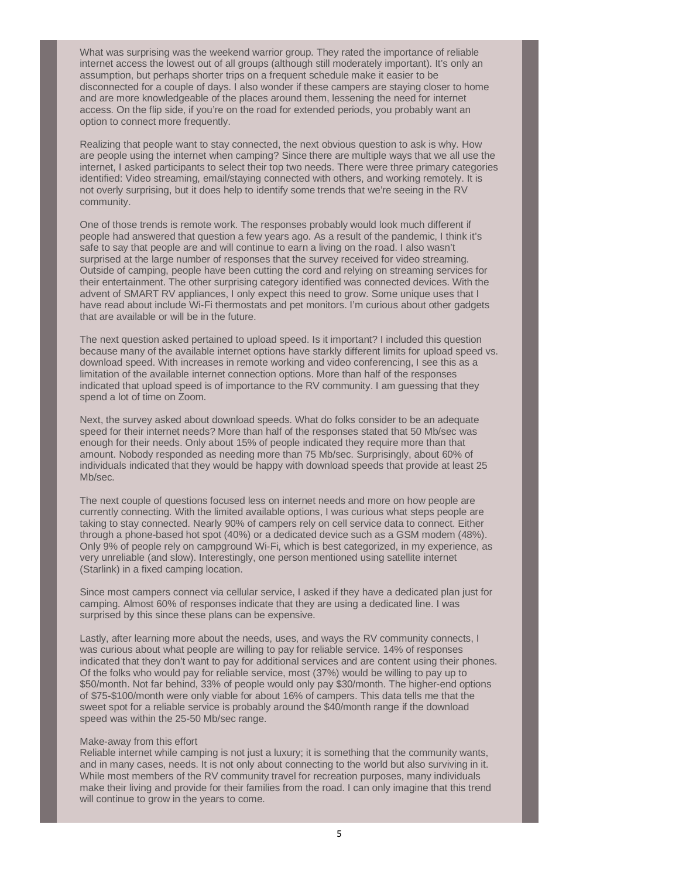What was surprising was the weekend warrior group. They rated the importance of reliable internet access the lowest out of all groups (although still moderately important). It's only an assumption, but perhaps shorter trips on a frequent schedule make it easier to be disconnected for a couple of days. I also wonder if these campers are staying closer to home and are more knowledgeable of the places around them, lessening the need for internet access. On the flip side, if you're on the road for extended periods, you probably want an option to connect more frequently.

Realizing that people want to stay connected, the next obvious question to ask is why. How are people using the internet when camping? Since there are multiple ways that we all use the internet, I asked participants to select their top two needs. There were three primary categories identified: Video streaming, email/staying connected with others, and working remotely. It is not overly surprising, but it does help to identify some trends that we're seeing in the RV community.

One of those trends is remote work. The responses probably would look much different if people had answered that question a few years ago. As a result of the pandemic, I think it's safe to say that people are and will continue to earn a living on the road. I also wasn't surprised at the large number of responses that the survey received for video streaming. Outside of camping, people have been cutting the cord and relying on streaming services for their entertainment. The other surprising category identified was connected devices. With the advent of SMART RV appliances, I only expect this need to grow. Some unique uses that I have read about include Wi-Fi thermostats and pet monitors. I'm curious about other gadgets that are available or will be in the future.

The next question asked pertained to upload speed. Is it important? I included this question because many of the available internet options have starkly different limits for upload speed vs. download speed. With increases in remote working and video conferencing, I see this as a limitation of the available internet connection options. More than half of the responses indicated that upload speed is of importance to the RV community. I am guessing that they spend a lot of time on Zoom.

Next, the survey asked about download speeds. What do folks consider to be an adequate speed for their internet needs? More than half of the responses stated that 50 Mb/sec was enough for their needs. Only about 15% of people indicated they require more than that amount. Nobody responded as needing more than 75 Mb/sec. Surprisingly, about 60% of individuals indicated that they would be happy with download speeds that provide at least 25 Mb/sec.

The next couple of questions focused less on internet needs and more on how people are currently connecting. With the limited available options, I was curious what steps people are taking to stay connected. Nearly 90% of campers rely on cell service data to connect. Either through a phone-based hot spot (40%) or a dedicated device such as a GSM modem (48%). Only 9% of people rely on campground Wi-Fi, which is best categorized, in my experience, as very unreliable (and slow). Interestingly, one person mentioned using satellite internet (Starlink) in a fixed camping location.

Since most campers connect via cellular service, I asked if they have a dedicated plan just for camping. Almost 60% of responses indicate that they are using a dedicated line. I was surprised by this since these plans can be expensive.

Lastly, after learning more about the needs, uses, and ways the RV community connects, I was curious about what people are willing to pay for reliable service. 14% of responses indicated that they don't want to pay for additional services and are content using their phones. Of the folks who would pay for reliable service, most (37%) would be willing to pay up to $50/month. Not far behind, 33% of people would only pay $30/month. The higher-end options of $75-$100/month were only viable for about 16% of campers. This data tells me that the sweet spot for a reliable service is probably around the $40/month range if the download speed was within the 25-50 Mb/sec range.

Make-away from this effort

Reliable internet while camping is not just a luxury; it is something that the community wants, and in many cases, needs. It is not only about connecting to the world but also surviving in it. While most members of the RV community travel for recreation purposes, many individuals make their living and provide for their families from the road. I can only imagine that this trend will continue to grow in the years to come.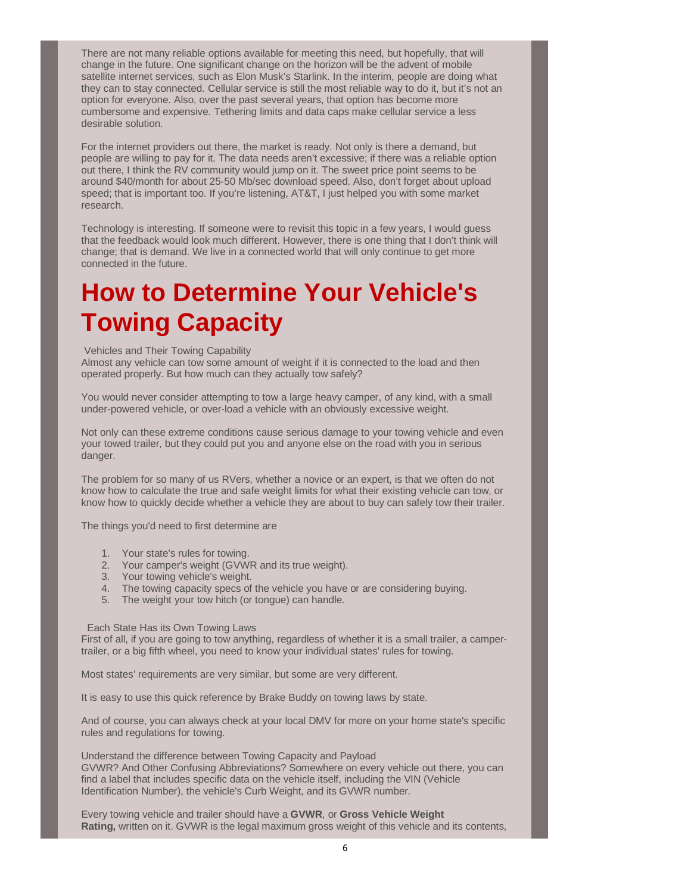There are not many reliable options available for meeting this need, but hopefully, that will change in the future. One significant change on the horizon will be the advent of mobile satellite internet services, such as Elon Musk's Starlink. In the interim, people are doing what they can to stay connected. Cellular service is still the most reliable way to do it, but it's not an option for everyone. Also, over the past several years, that option has become more cumbersome and expensive. Tethering limits and data caps make cellular service a less desirable solution.

For the internet providers out there, the market is ready. Not only is there a demand, but people are willing to pay for it. The data needs aren't excessive; if there was a reliable option out there, I think the RV community would jump on it. The sweet price point seems to be around $40/month for about 25-50 Mb/sec download speed. Also, don't forget about upload speed; that is important too. If you're listening, AT&T, I just helped you with some market research.

Technology is interesting. If someone were to revisit this topic in a few years, I would guess that the feedback would look much different. However, there is one thing that I don't think will change; that is demand. We live in a connected world that will only continue to get more connected in the future.

# How to Determine Your Vehicle's Towing Capacity

Vehicles and Their Towing Capability

Almost any vehicle can tow some amount of weight if it is connected to the load and then operated properly. But how much can they actually tow safely?

You would never consider attempting to tow a large heavy camper, of any kind, with a small under-powered vehicle, or over-load a vehicle with an obviously excessive weight.

Not only can these extreme conditions cause serious damage to your towing vehicle and even your towed trailer, but they could put you and anyone else on the road with you in serious danger.

The problem for so many of us RVers, whether a novice or an expert, is that we often do not know how to calculate the true and safe weight limits for what their existing vehicle can tow, or know how to quickly decide whether a vehicle they are about to buy can safely tow their trailer.

The things you'd need to first determine are

1. Your state's rules for towing.
2. Your camper's weight (GVWR and its true weight).
3. Your towing vehicle's weight.
4. The towing capacity specs of the vehicle you have or are considering buying.
5. The weight your tow hitch (or tongue) can handle.

Each State Has its Own Towing Laws

First of all, if you are going to tow anything, regardless of whether it is a small trailer, a camper-trailer, or a big fifth wheel, you need to know your individual states' rules for towing.

Most states' requirements are very similar, but some are very different.

It is easy to use this quick reference by Brake Buddy on towing laws by state.

And of course, you can always check at your local DMV for more on your home state's specific rules and regulations for towing.

Understand the difference between Towing Capacity and Payload

GVWR? And Other Confusing Abbreviations? Somewhere on every vehicle out there, you can find a label that includes specific data on the vehicle itself, including the VIN (Vehicle Identification Number), the vehicle's Curb Weight, and its GVWR number.

Every towing vehicle and trailer should have a **GVWR**, or **Gross Vehicle Weight Rating,** written on it. GVWR is the legal maximum gross weight of this vehicle and its contents,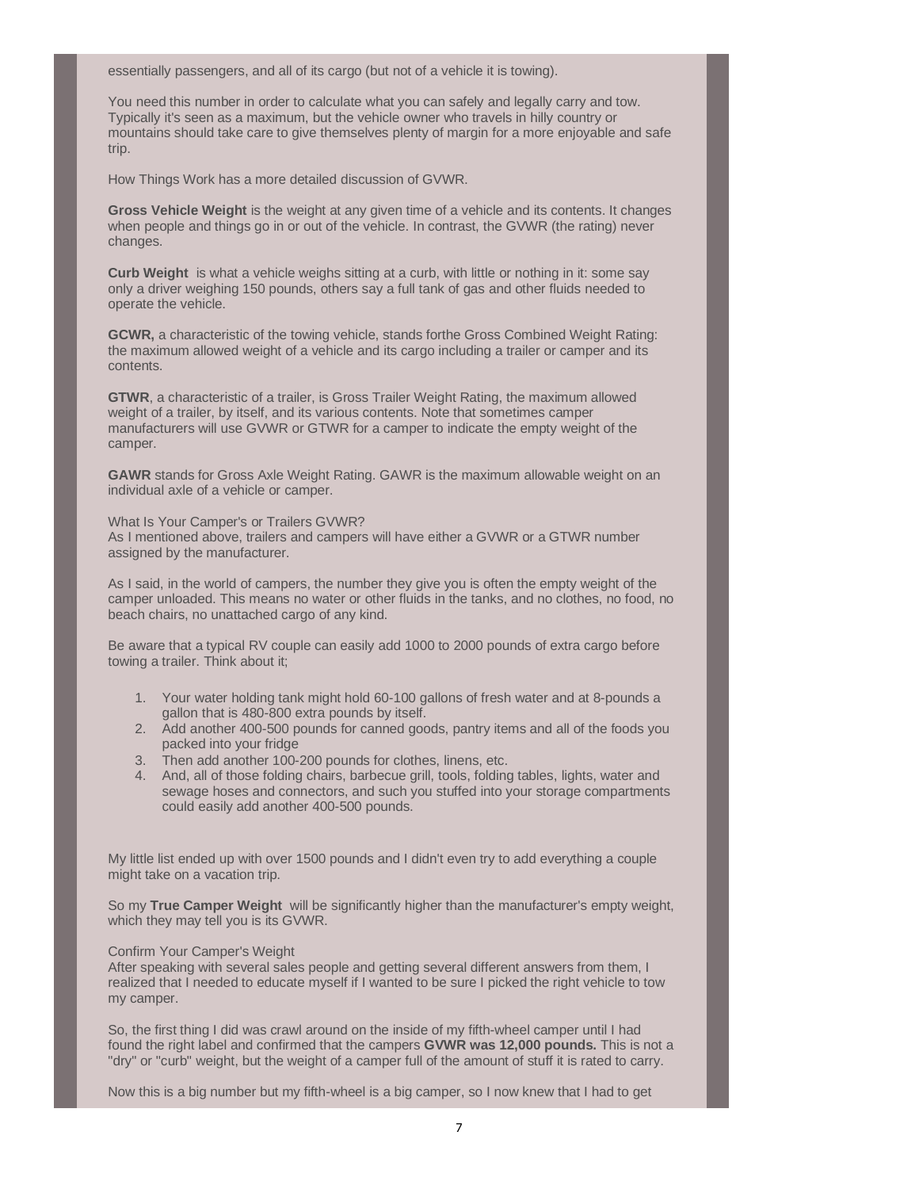essentially passengers, and all of its cargo (but not of a vehicle it is towing).

You need this number in order to calculate what you can safely and legally carry and tow. Typically it's seen as a maximum, but the vehicle owner who travels in hilly country or mountains should take care to give themselves plenty of margin for a more enjoyable and safe trip.

How Things Work has a more detailed discussion of GVWR.

**Gross Vehicle Weight** is the weight at any given time of a vehicle and its contents. It changes when people and things go in or out of the vehicle. In contrast, the GVWR (the rating) never changes.

**Curb Weight** is what a vehicle weighs sitting at a curb, with little or nothing in it: some say only a driver weighing 150 pounds, others say a full tank of gas and other fluids needed to operate the vehicle.

**GCWR,** a characteristic of the towing vehicle, stands forthe Gross Combined Weight Rating: the maximum allowed weight of a vehicle and its cargo including a trailer or camper and its contents.

**GTWR**, a characteristic of a trailer, is Gross Trailer Weight Rating, the maximum allowed weight of a trailer, by itself, and its various contents. Note that sometimes camper manufacturers will use GVWR or GTWR for a camper to indicate the empty weight of the camper.

**GAWR** stands for Gross Axle Weight Rating. GAWR is the maximum allowable weight on an individual axle of a vehicle or camper.

What Is Your Camper's or Trailers GVWR?
As I mentioned above, trailers and campers will have either a GVWR or a GTWR number assigned by the manufacturer.

As I said, in the world of campers, the number they give you is often the empty weight of the camper unloaded. This means no water or other fluids in the tanks, and no clothes, no food, no beach chairs, no unattached cargo of any kind.

Be aware that a typical RV couple can easily add 1000 to 2000 pounds of extra cargo before towing a trailer. Think about it;

1. Your water holding tank might hold 60-100 gallons of fresh water and at 8-pounds a gallon that is 480-800 extra pounds by itself.
2. Add another 400-500 pounds for canned goods, pantry items and all of the foods you packed into your fridge
3. Then add another 100-200 pounds for clothes, linens, etc.
4. And, all of those folding chairs, barbecue grill, tools, folding tables, lights, water and sewage hoses and connectors, and such you stuffed into your storage compartments could easily add another 400-500 pounds.

My little list ended up with over 1500 pounds and I didn't even try to add everything a couple might take on a vacation trip.

So my **True Camper Weight** will be significantly higher than the manufacturer's empty weight, which they may tell you is its GVWR.

Confirm Your Camper's Weight
After speaking with several sales people and getting several different answers from them, I realized that I needed to educate myself if I wanted to be sure I picked the right vehicle to tow my camper.

So, the first thing I did was crawl around on the inside of my fifth-wheel camper until I had found the right label and confirmed that the campers **GVWR was 12,000 pounds.** This is not a "dry" or "curb" weight, but the weight of a camper full of the amount of stuff it is rated to carry.

Now this is a big number but my fifth-wheel is a big camper, so I now knew that I had to get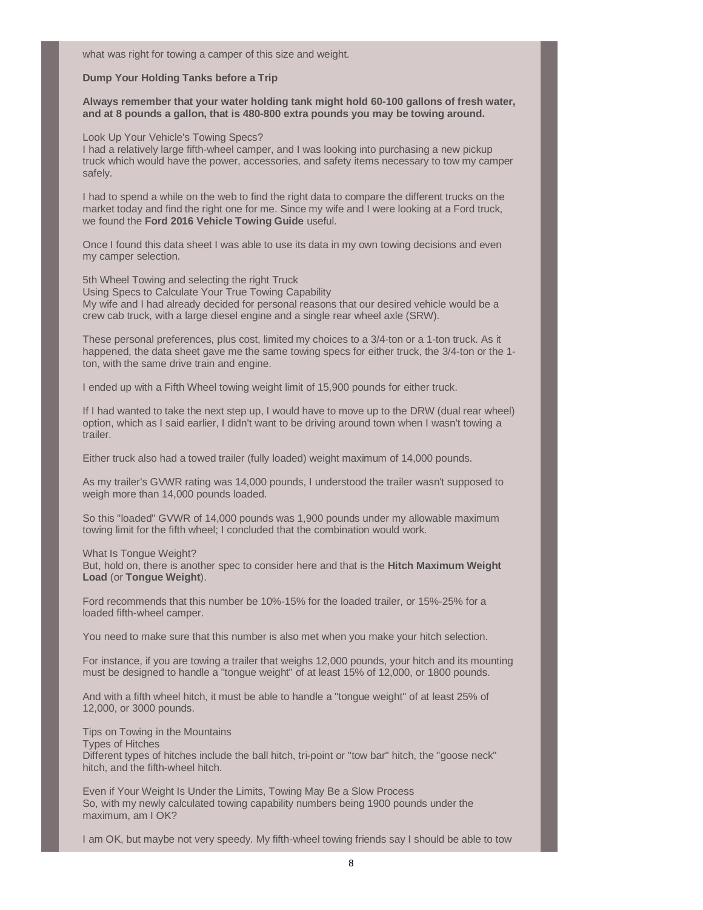what was right for towing a camper of this size and weight.

**Dump Your Holding Tanks before a Trip**

**Always remember that your water holding tank might hold 60-100 gallons of fresh water, and at 8 pounds a gallon, that is 480-800 extra pounds you may be towing around.**

Look Up Your Vehicle's Towing Specs?

I had a relatively large fifth-wheel camper, and I was looking into purchasing a new pickup truck which would have the power, accessories, and safety items necessary to tow my camper safely.

I had to spend a while on the web to find the right data to compare the different trucks on the market today and find the right one for me. Since my wife and I were looking at a Ford truck, we found the **Ford 2016 Vehicle Towing Guide** useful.

Once I found this data sheet I was able to use its data in my own towing decisions and even my camper selection.

5th Wheel Towing and selecting the right Truck

Using Specs to Calculate Your True Towing Capability

My wife and I had already decided for personal reasons that our desired vehicle would be a crew cab truck, with a large diesel engine and a single rear wheel axle (SRW).

These personal preferences, plus cost, limited my choices to a 3/4-ton or a 1-ton truck. As it happened, the data sheet gave me the same towing specs for either truck, the 3/4-ton or the 1-ton, with the same drive train and engine.

I ended up with a Fifth Wheel towing weight limit of 15,900 pounds for either truck.

If I had wanted to take the next step up, I would have to move up to the DRW (dual rear wheel) option, which as I said earlier, I didn't want to be driving around town when I wasn't towing a trailer.

Either truck also had a towed trailer (fully loaded) weight maximum of 14,000 pounds.

As my trailer's GVWR rating was 14,000 pounds, I understood the trailer wasn't supposed to weigh more than 14,000 pounds loaded.

So this "loaded" GVWR of 14,000 pounds was 1,900 pounds under my allowable maximum towing limit for the fifth wheel; I concluded that the combination would work.

What Is Tongue Weight?

But, hold on, there is another spec to consider here and that is the **Hitch Maximum Weight Load** (or **Tongue Weight**).

Ford recommends that this number be 10%-15% for the loaded trailer, or 15%-25% for a loaded fifth-wheel camper.

You need to make sure that this number is also met when you make your hitch selection.

For instance, if you are towing a trailer that weighs 12,000 pounds, your hitch and its mounting must be designed to handle a "tongue weight" of at least 15% of 12,000, or 1800 pounds.

And with a fifth wheel hitch, it must be able to handle a "tongue weight" of at least 25% of 12,000, or 3000 pounds.

Tips on Towing in the Mountains

Types of Hitches

Different types of hitches include the ball hitch, tri-point or "tow bar" hitch, the "goose neck" hitch, and the fifth-wheel hitch.

Even if Your Weight Is Under the Limits, Towing May Be a Slow Process

So, with my newly calculated towing capability numbers being 1900 pounds under the maximum, am I OK?

I am OK, but maybe not very speedy. My fifth-wheel towing friends say I should be able to tow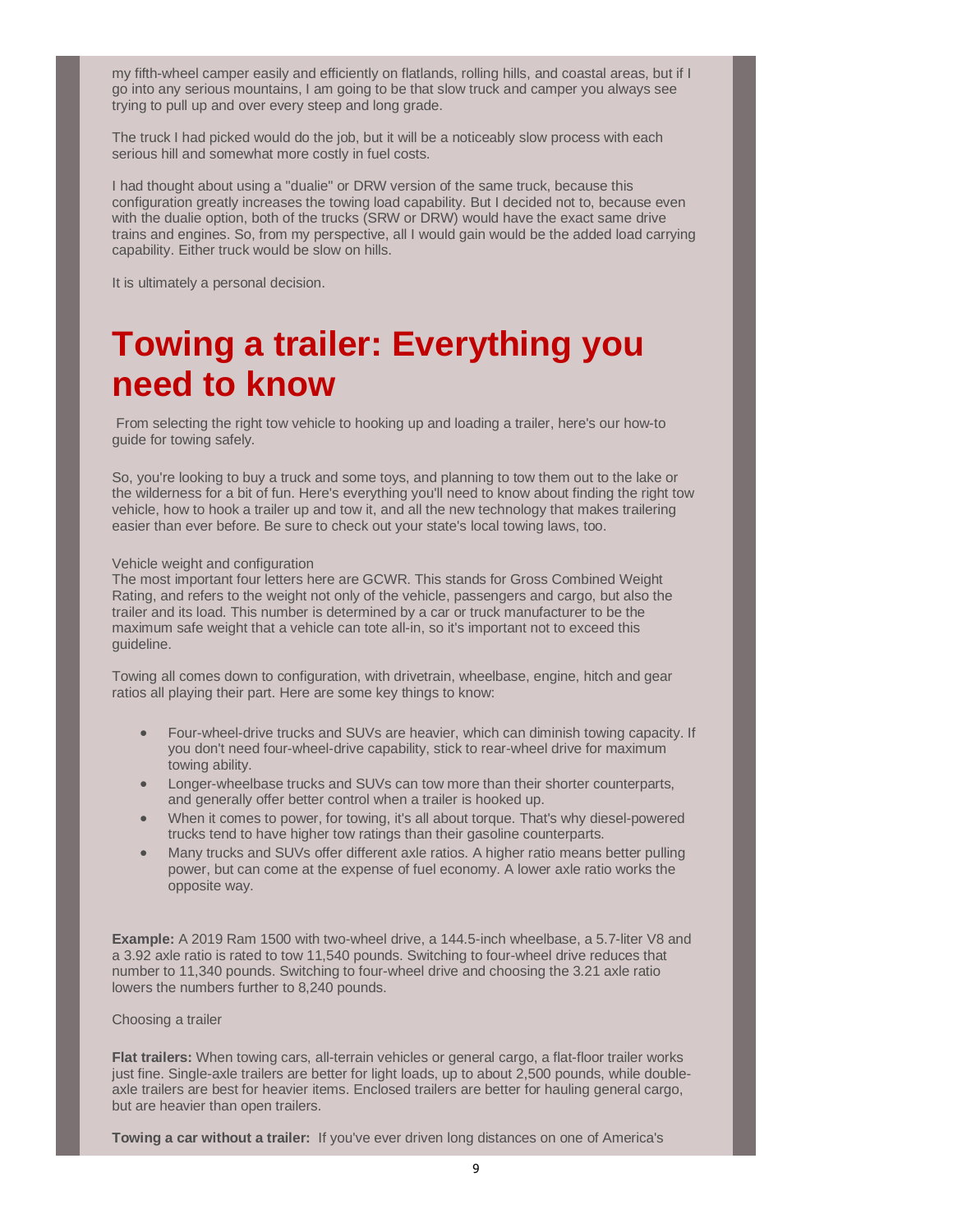my fifth-wheel camper easily and efficiently on flatlands, rolling hills, and coastal areas, but if I go into any serious mountains, I am going to be that slow truck and camper you always see trying to pull up and over every steep and long grade.

The truck I had picked would do the job, but it will be a noticeably slow process with each serious hill and somewhat more costly in fuel costs.

I had thought about using a "dualie" or DRW version of the same truck, because this configuration greatly increases the towing load capability. But I decided not to, because even with the dualie option, both of the trucks (SRW or DRW) would have the exact same drive trains and engines. So, from my perspective, all I would gain would be the added load carrying capability. Either truck would be slow on hills.

It is ultimately a personal decision.

# Towing a trailer: Everything you need to know

From selecting the right tow vehicle to hooking up and loading a trailer, here's our how-to guide for towing safely.

So, you're looking to buy a truck and some toys, and planning to tow them out to the lake or the wilderness for a bit of fun. Here's everything you'll need to know about finding the right tow vehicle, how to hook a trailer up and tow it, and all the new technology that makes trailering easier than ever before. Be sure to check out your state's local towing laws, too.

Vehicle weight and configuration

The most important four letters here are GCWR. This stands for Gross Combined Weight Rating, and refers to the weight not only of the vehicle, passengers and cargo, but also the trailer and its load. This number is determined by a car or truck manufacturer to be the maximum safe weight that a vehicle can tote all-in, so it's important not to exceed this guideline.

Towing all comes down to configuration, with drivetrain, wheelbase, engine, hitch and gear ratios all playing their part. Here are some key things to know:

- Four-wheel-drive trucks and SUVs are heavier, which can diminish towing capacity. If you don't need four-wheel-drive capability, stick to rear-wheel drive for maximum towing ability.
- Longer-wheelbase trucks and SUVs can tow more than their shorter counterparts, and generally offer better control when a trailer is hooked up.
- When it comes to power, for towing, it's all about torque. That's why diesel-powered trucks tend to have higher tow ratings than their gasoline counterparts.
- Many trucks and SUVs offer different axle ratios. A higher ratio means better pulling power, but can come at the expense of fuel economy. A lower axle ratio works the opposite way.

**Example:** A 2019 Ram 1500 with two-wheel drive, a 144.5-inch wheelbase, a 5.7-liter V8 and a 3.92 axle ratio is rated to tow 11,540 pounds. Switching to four-wheel drive reduces that number to 11,340 pounds. Switching to four-wheel drive and choosing the 3.21 axle ratio lowers the numbers further to 8,240 pounds.

Choosing a trailer

**Flat trailers:** When towing cars, all-terrain vehicles or general cargo, a flat-floor trailer works just fine. Single-axle trailers are better for light loads, up to about 2,500 pounds, while double-axle trailers are best for heavier items. Enclosed trailers are better for hauling general cargo, but are heavier than open trailers.

**Towing a car without a trailer:** If you've ever driven long distances on one of America's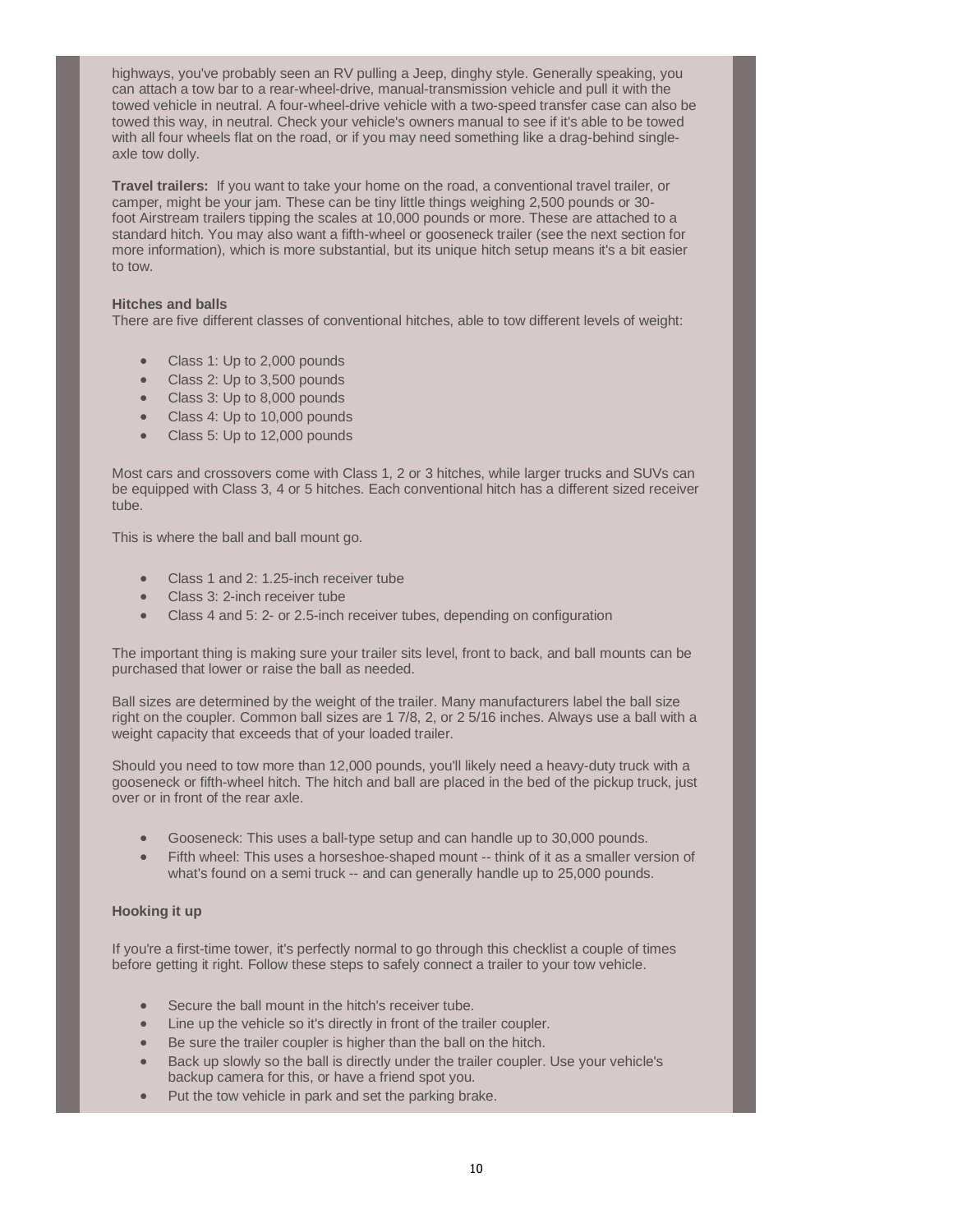highways, you've probably seen an RV pulling a Jeep, dinghy style. Generally speaking, you can attach a tow bar to a rear-wheel-drive, manual-transmission vehicle and pull it with the towed vehicle in neutral. A four-wheel-drive vehicle with a two-speed transfer case can also be towed this way, in neutral. Check your vehicle's owners manual to see if it's able to be towed with all four wheels flat on the road, or if you may need something like a drag-behind single-axle tow dolly.

**Travel trailers:** If you want to take your home on the road, a conventional travel trailer, or camper, might be your jam. These can be tiny little things weighing 2,500 pounds or 30-foot Airstream trailers tipping the scales at 10,000 pounds or more. These are attached to a standard hitch. You may also want a fifth-wheel or gooseneck trailer (see the next section for more information), which is more substantial, but its unique hitch setup means it's a bit easier to tow.

**Hitches and balls**

There are five different classes of conventional hitches, able to tow different levels of weight:

- Class 1: Up to 2,000 pounds
- Class 2: Up to 3,500 pounds
- Class 3: Up to 8,000 pounds
- Class 4: Up to 10,000 pounds
- Class 5: Up to 12,000 pounds

Most cars and crossovers come with Class 1, 2 or 3 hitches, while larger trucks and SUVs can be equipped with Class 3, 4 or 5 hitches. Each conventional hitch has a different sized receiver tube.

This is where the ball and ball mount go.

- Class 1 and 2: 1.25-inch receiver tube
- Class 3: 2-inch receiver tube
- Class 4 and 5: 2- or 2.5-inch receiver tubes, depending on configuration

The important thing is making sure your trailer sits level, front to back, and ball mounts can be purchased that lower or raise the ball as needed.

Ball sizes are determined by the weight of the trailer. Many manufacturers label the ball size right on the coupler. Common ball sizes are 1 7/8, 2, or 2 5/16 inches. Always use a ball with a weight capacity that exceeds that of your loaded trailer.

Should you need to tow more than 12,000 pounds, you'll likely need a heavy-duty truck with a gooseneck or fifth-wheel hitch. The hitch and ball are placed in the bed of the pickup truck, just over or in front of the rear axle.

- Gooseneck: This uses a ball-type setup and can handle up to 30,000 pounds.
- Fifth wheel: This uses a horseshoe-shaped mount -- think of it as a smaller version of what's found on a semi truck -- and can generally handle up to 25,000 pounds.

**Hooking it up**

If you're a first-time tower, it's perfectly normal to go through this checklist a couple of times before getting it right. Follow these steps to safely connect a trailer to your tow vehicle.

- Secure the ball mount in the hitch's receiver tube.
- Line up the vehicle so it's directly in front of the trailer coupler.
- Be sure the trailer coupler is higher than the ball on the hitch.
- Back up slowly so the ball is directly under the trailer coupler. Use your vehicle's backup camera for this, or have a friend spot you.
- Put the tow vehicle in park and set the parking brake.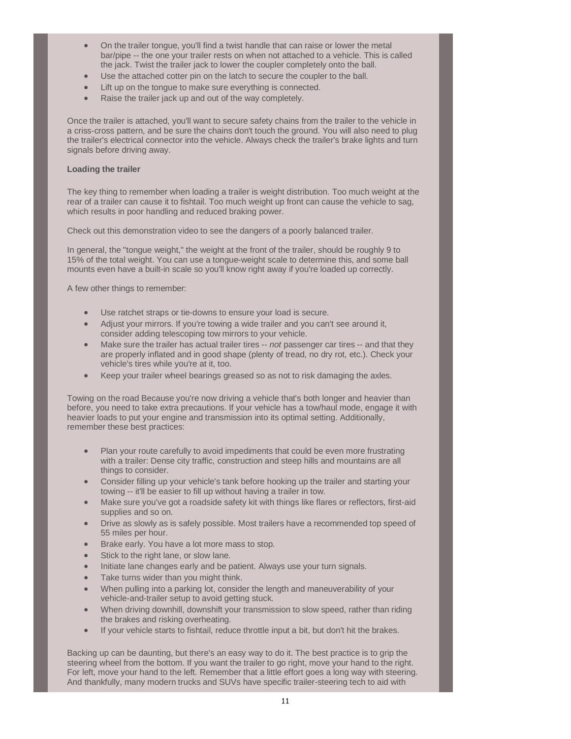- On the trailer tongue, you'll find a twist handle that can raise or lower the metal bar/pipe -- the one your trailer rests on when not attached to a vehicle. This is called the jack. Twist the trailer jack to lower the coupler completely onto the ball.
- Use the attached cotter pin on the latch to secure the coupler to the ball.
- Lift up on the tongue to make sure everything is connected.
- Raise the trailer jack up and out of the way completely.

Once the trailer is attached, you'll want to secure safety chains from the trailer to the vehicle in a criss-cross pattern, and be sure the chains don't touch the ground. You will also need to plug the trailer's electrical connector into the vehicle. Always check the trailer's brake lights and turn signals before driving away.

**Loading the trailer**

The key thing to remember when loading a trailer is weight distribution. Too much weight at the rear of a trailer can cause it to fishtail. Too much weight up front can cause the vehicle to sag, which results in poor handling and reduced braking power.

Check out this demonstration video to see the dangers of a poorly balanced trailer.

In general, the "tongue weight," the weight at the front of the trailer, should be roughly 9 to 15% of the total weight. You can use a tongue-weight scale to determine this, and some ball mounts even have a built-in scale so you'll know right away if you're loaded up correctly.

A few other things to remember:

- Use ratchet straps or tie-downs to ensure your load is secure.
- Adjust your mirrors. If you're towing a wide trailer and you can't see around it, consider adding telescoping tow mirrors to your vehicle.
- Make sure the trailer has actual trailer tires -- *not* passenger car tires -- and that they are properly inflated and in good shape (plenty of tread, no dry rot, etc.). Check your vehicle's tires while you're at it, too.
- Keep your trailer wheel bearings greased so as not to risk damaging the axles.

Towing on the road Because you're now driving a vehicle that's both longer and heavier than before, you need to take extra precautions. If your vehicle has a tow/haul mode, engage it with heavier loads to put your engine and transmission into its optimal setting. Additionally, remember these best practices:

- Plan your route carefully to avoid impediments that could be even more frustrating with a trailer: Dense city traffic, construction and steep hills and mountains are all things to consider.
- Consider filling up your vehicle's tank before hooking up the trailer and starting your towing -- it'll be easier to fill up without having a trailer in tow.
- Make sure you've got a roadside safety kit with things like flares or reflectors, first-aid supplies and so on.
- Drive as slowly as is safely possible. Most trailers have a recommended top speed of 55 miles per hour.
- Brake early. You have a lot more mass to stop.
- Stick to the right lane, or slow lane.
- Initiate lane changes early and be patient. Always use your turn signals.
- Take turns wider than you might think.
- When pulling into a parking lot, consider the length and maneuverability of your vehicle-and-trailer setup to avoid getting stuck.
- When driving downhill, downshift your transmission to slow speed, rather than riding the brakes and risking overheating.
- If your vehicle starts to fishtail, reduce throttle input a bit, but don't hit the brakes.

Backing up can be daunting, but there's an easy way to do it. The best practice is to grip the steering wheel from the bottom. If you want the trailer to go right, move your hand to the right. For left, move your hand to the left. Remember that a little effort goes a long way with steering. And thankfully, many modern trucks and SUVs have specific trailer-steering tech to aid with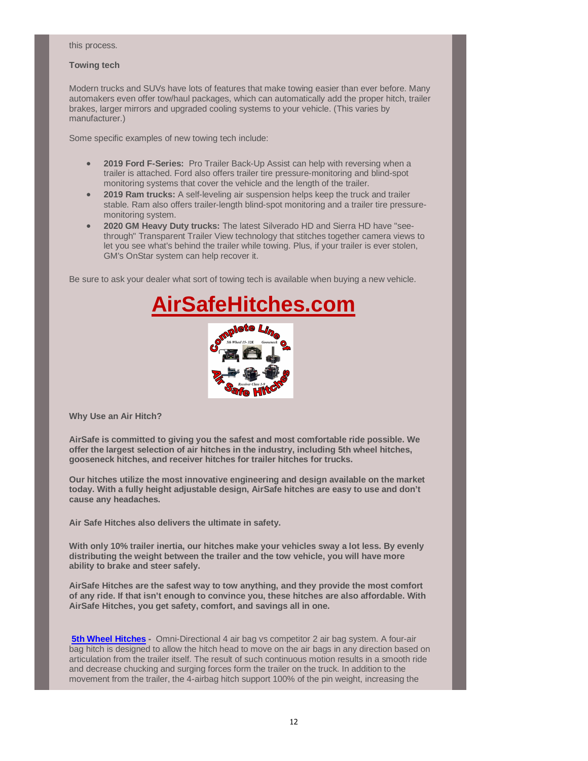this process.

**Towing tech**

Modern trucks and SUVs have lots of features that make towing easier than ever before. Many automakers even offer tow/haul packages, which can automatically add the proper hitch, trailer brakes, larger mirrors and upgraded cooling systems to your vehicle. (This varies by manufacturer.)

Some specific examples of new towing tech include:

- **2019 Ford F-Series:** Pro Trailer Back-Up Assist can help with reversing when a trailer is attached. Ford also offers trailer tire pressure-monitoring and blind-spot monitoring systems that cover the vehicle and the length of the trailer.
- **2019 Ram trucks:** A self-leveling air suspension helps keep the truck and trailer stable. Ram also offers trailer-length blind-spot monitoring and a trailer tire pressure-monitoring system.
- **2020 GM Heavy Duty trucks:** The latest Silverado HD and Sierra HD have "see-through" Transparent Trailer View technology that stitches together camera views to let you see what's behind the trailer while towing. Plus, if your trailer is ever stolen, GM's OnStar system can help recover it.

Be sure to ask your dealer what sort of towing tech is available when buying a new vehicle.

# AirSafeHitches.com

**Why Use an Air Hitch?**

**AirSafe is committed to giving you the safest and most comfortable ride possible. We offer the largest selection of air hitches in the industry, including 5th wheel hitches, gooseneck hitches, and receiver hitches for trailer hitches for trucks.**

**Our hitches utilize the most innovative engineering and design available on the market today. With a fully height adjustable design, AirSafe hitches are easy to use and don't cause any headaches.**

**Air Safe Hitches also delivers the ultimate in safety.**

**With only 10% trailer inertia, our hitches make your vehicles sway a lot less. By evenly distributing the weight between the trailer and the tow vehicle, you will have more ability to brake and steer safely.**

**AirSafe Hitches are the safest way to tow anything, and they provide the most comfort of any ride. If that isn't enough to convince you, these hitches are also affordable. With AirSafe Hitches, you get safety, comfort, and savings all in one.**

**5th Wheel Hitches -** Omni-Directional 4 air bag vs competitor 2 air bag system. A four-air bag hitch is designed to allow the hitch head to move on the air bags in any direction based on articulation from the trailer itself. The result of such continuous motion results in a smooth ride and decrease chucking and surging forces form the trailer on the truck. In addition to the movement from the trailer, the 4-airbag hitch support 100% of the pin weight, increasing the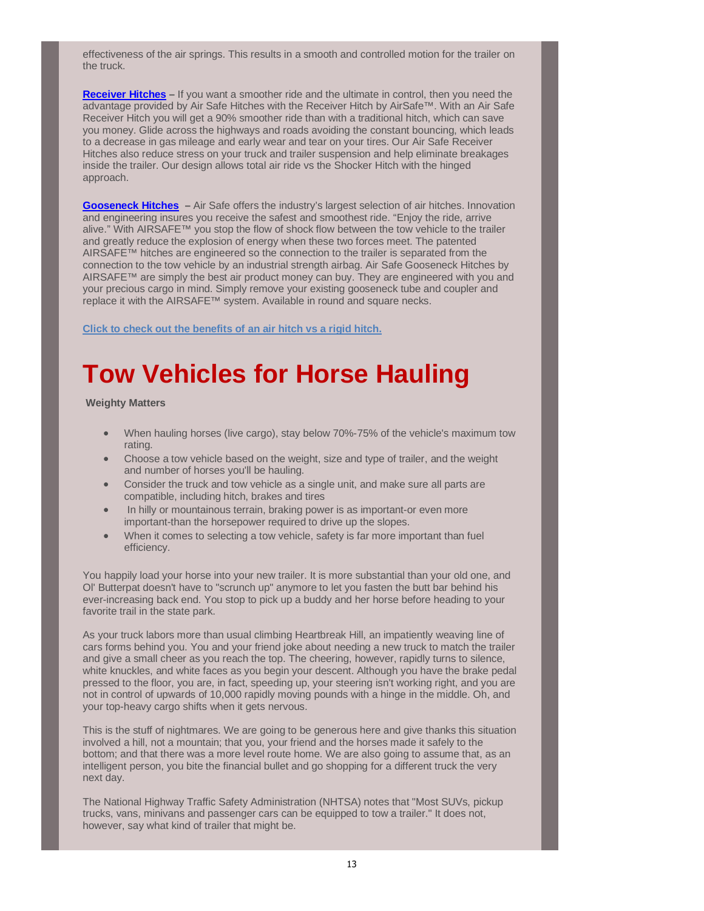effectiveness of the air springs. This results in a smooth and controlled motion for the trailer on the truck.

**Receiver Hitches** – If you want a smoother ride and the ultimate in control, then you need the advantage provided by Air Safe Hitches with the Receiver Hitch by AirSafe™. With an Air Safe Receiver Hitch you will get a 90% smoother ride than with a traditional hitch, which can save you money. Glide across the highways and roads avoiding the constant bouncing, which leads to a decrease in gas mileage and early wear and tear on your tires. Our Air Safe Receiver Hitches also reduce stress on your truck and trailer suspension and help eliminate breakages inside the trailer. Our design allows total air ride vs the Shocker Hitch with the hinged approach.

**Gooseneck Hitches** – Air Safe offers the industry's largest selection of air hitches. Innovation and engineering insures you receive the safest and smoothest ride. "Enjoy the ride, arrive alive." With AIRSAFE™ you stop the flow of shock flow between the tow vehicle to the trailer and greatly reduce the explosion of energy when these two forces meet. The patented AIRSAFE™ hitches are engineered so the connection to the trailer is separated from the connection to the tow vehicle by an industrial strength airbag. Air Safe Gooseneck Hitches by AIRSAFE™ are simply the best air product money can buy. They are engineered with you and your precious cargo in mind. Simply remove your existing gooseneck tube and coupler and replace it with the AIRSAFE™ system. Available in round and square necks.

**Click to check out the benefits of an air hitch vs a rigid hitch.**

# Tow Vehicles for Horse Hauling

**Weighty Matters**

- When hauling horses (live cargo), stay below 70%-75% of the vehicle's maximum tow rating.
- Choose a tow vehicle based on the weight, size and type of trailer, and the weight and number of horses you'll be hauling.
- Consider the truck and tow vehicle as a single unit, and make sure all parts are compatible, including hitch, brakes and tires
- In hilly or mountainous terrain, braking power is as important-or even more important-than the horsepower required to drive up the slopes.
- When it comes to selecting a tow vehicle, safety is far more important than fuel efficiency.

You happily load your horse into your new trailer. It is more substantial than your old one, and Ol' Butterpat doesn't have to "scrunch up" anymore to let you fasten the butt bar behind his ever-increasing back end. You stop to pick up a buddy and her horse before heading to your favorite trail in the state park.

As your truck labors more than usual climbing Heartbreak Hill, an impatiently weaving line of cars forms behind you. You and your friend joke about needing a new truck to match the trailer and give a small cheer as you reach the top. The cheering, however, rapidly turns to silence, white knuckles, and white faces as you begin your descent. Although you have the brake pedal pressed to the floor, you are, in fact, speeding up, your steering isn't working right, and you are not in control of upwards of 10,000 rapidly moving pounds with a hinge in the middle. Oh, and your top-heavy cargo shifts when it gets nervous.

This is the stuff of nightmares. We are going to be generous here and give thanks this situation involved a hill, not a mountain; that you, your friend and the horses made it safely to the bottom; and that there was a more level route home. We are also going to assume that, as an intelligent person, you bite the financial bullet and go shopping for a different truck the very next day.

The National Highway Traffic Safety Administration (NHTSA) notes that "Most SUVs, pickup trucks, vans, minivans and passenger cars can be equipped to tow a trailer." It does not, however, say what kind of trailer that might be.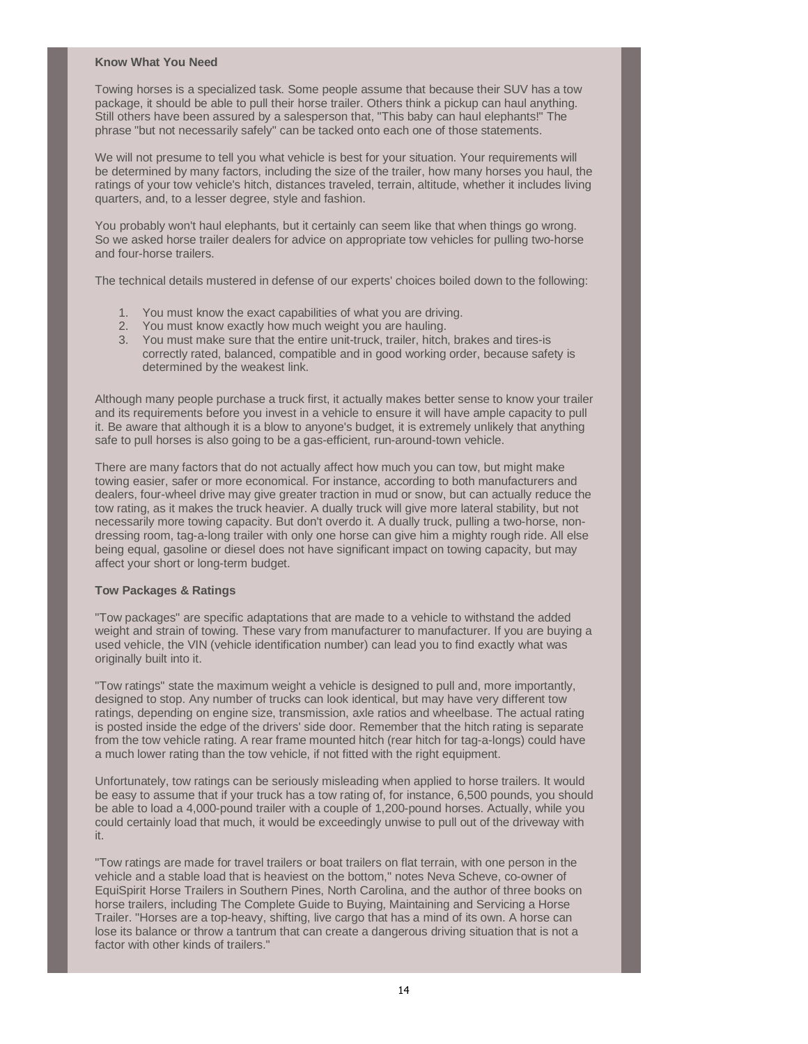**Know What You Need**

Towing horses is a specialized task. Some people assume that because their SUV has a tow package, it should be able to pull their horse trailer. Others think a pickup can haul anything. Still others have been assured by a salesperson that, "This baby can haul elephants!" The phrase "but not necessarily safely" can be tacked onto each one of those statements.

We will not presume to tell you what vehicle is best for your situation. Your requirements will be determined by many factors, including the size of the trailer, how many horses you haul, the ratings of your tow vehicle's hitch, distances traveled, terrain, altitude, whether it includes living quarters, and, to a lesser degree, style and fashion.

You probably won't haul elephants, but it certainly can seem like that when things go wrong. So we asked horse trailer dealers for advice on appropriate tow vehicles for pulling two-horse and four-horse trailers.

The technical details mustered in defense of our experts' choices boiled down to the following:

1. You must know the exact capabilities of what you are driving.
2. You must know exactly how much weight you are hauling.
3. You must make sure that the entire unit-truck, trailer, hitch, brakes and tires-is correctly rated, balanced, compatible and in good working order, because safety is determined by the weakest link.

Although many people purchase a truck first, it actually makes better sense to know your trailer and its requirements before you invest in a vehicle to ensure it will have ample capacity to pull it. Be aware that although it is a blow to anyone's budget, it is extremely unlikely that anything safe to pull horses is also going to be a gas-efficient, run-around-town vehicle.

There are many factors that do not actually affect how much you can tow, but might make towing easier, safer or more economical. For instance, according to both manufacturers and dealers, four-wheel drive may give greater traction in mud or snow, but can actually reduce the tow rating, as it makes the truck heavier. A dually truck will give more lateral stability, but not necessarily more towing capacity. But don't overdo it. A dually truck, pulling a two-horse, non-dressing room, tag-a-long trailer with only one horse can give him a mighty rough ride. All else being equal, gasoline or diesel does not have significant impact on towing capacity, but may affect your short or long-term budget.

**Tow Packages & Ratings**

"Tow packages" are specific adaptations that are made to a vehicle to withstand the added weight and strain of towing. These vary from manufacturer to manufacturer. If you are buying a used vehicle, the VIN (vehicle identification number) can lead you to find exactly what was originally built into it.

"Tow ratings" state the maximum weight a vehicle is designed to pull and, more importantly, designed to stop. Any number of trucks can look identical, but may have very different tow ratings, depending on engine size, transmission, axle ratios and wheelbase. The actual rating is posted inside the edge of the drivers' side door. Remember that the hitch rating is separate from the tow vehicle rating. A rear frame mounted hitch (rear hitch for tag-a-longs) could have a much lower rating than the tow vehicle, if not fitted with the right equipment.

Unfortunately, tow ratings can be seriously misleading when applied to horse trailers. It would be easy to assume that if your truck has a tow rating of, for instance, 6,500 pounds, you should be able to load a 4,000-pound trailer with a couple of 1,200-pound horses. Actually, while you could certainly load that much, it would be exceedingly unwise to pull out of the driveway with it.

"Tow ratings are made for travel trailers or boat trailers on flat terrain, with one person in the vehicle and a stable load that is heaviest on the bottom," notes Neva Scheve, co-owner of EquiSpirit Horse Trailers in Southern Pines, North Carolina, and the author of three books on horse trailers, including The Complete Guide to Buying, Maintaining and Servicing a Horse Trailer. "Horses are a top-heavy, shifting, live cargo that has a mind of its own. A horse can lose its balance or throw a tantrum that can create a dangerous driving situation that is not a factor with other kinds of trailers."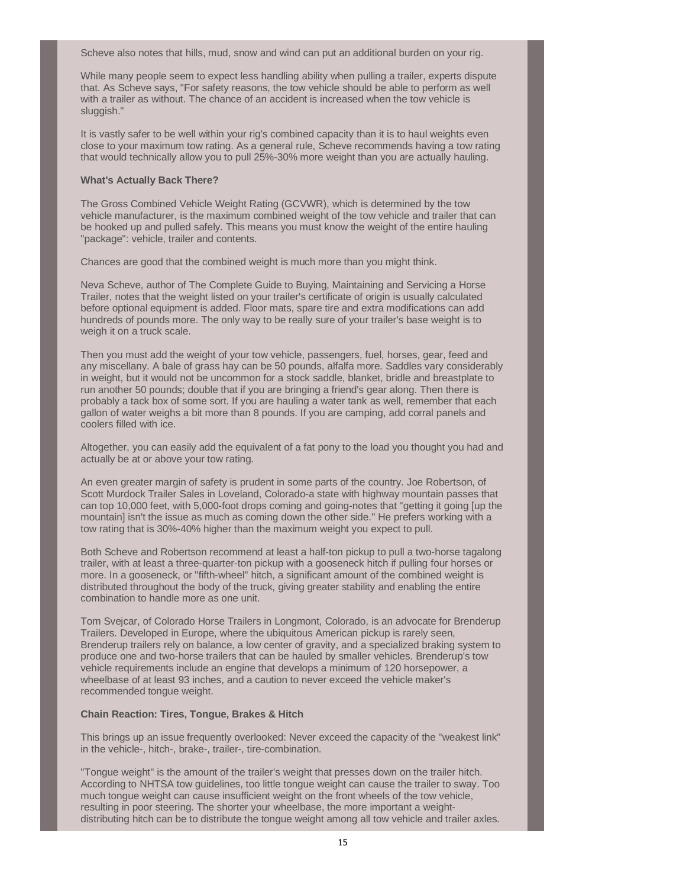Scheve also notes that hills, mud, snow and wind can put an additional burden on your rig.

While many people seem to expect less handling ability when pulling a trailer, experts dispute that. As Scheve says, "For safety reasons, the tow vehicle should be able to perform as well with a trailer as without. The chance of an accident is increased when the tow vehicle is sluggish."

It is vastly safer to be well within your rig's combined capacity than it is to haul weights even close to your maximum tow rating. As a general rule, Scheve recommends having a tow rating that would technically allow you to pull 25%-30% more weight than you are actually hauling.

**What's Actually Back There?**

The Gross Combined Vehicle Weight Rating (GCVWR), which is determined by the tow vehicle manufacturer, is the maximum combined weight of the tow vehicle and trailer that can be hooked up and pulled safely. This means you must know the weight of the entire hauling "package": vehicle, trailer and contents.

Chances are good that the combined weight is much more than you might think.

Neva Scheve, author of The Complete Guide to Buying, Maintaining and Servicing a Horse Trailer, notes that the weight listed on your trailer's certificate of origin is usually calculated before optional equipment is added. Floor mats, spare tire and extra modifications can add hundreds of pounds more. The only way to be really sure of your trailer's base weight is to weigh it on a truck scale.

Then you must add the weight of your tow vehicle, passengers, fuel, horses, gear, feed and any miscellany. A bale of grass hay can be 50 pounds, alfalfa more. Saddles vary considerably in weight, but it would not be uncommon for a stock saddle, blanket, bridle and breastplate to run another 50 pounds; double that if you are bringing a friend's gear along. Then there is probably a tack box of some sort. If you are hauling a water tank as well, remember that each gallon of water weighs a bit more than 8 pounds. If you are camping, add corral panels and coolers filled with ice.

Altogether, you can easily add the equivalent of a fat pony to the load you thought you had and actually be at or above your tow rating.

An even greater margin of safety is prudent in some parts of the country. Joe Robertson, of Scott Murdock Trailer Sales in Loveland, Colorado-a state with highway mountain passes that can top 10,000 feet, with 5,000-foot drops coming and going-notes that "getting it going [up the mountain] isn't the issue as much as coming down the other side." He prefers working with a tow rating that is 30%-40% higher than the maximum weight you expect to pull.

Both Scheve and Robertson recommend at least a half-ton pickup to pull a two-horse tagalong trailer, with at least a three-quarter-ton pickup with a gooseneck hitch if pulling four horses or more. In a gooseneck, or "fifth-wheel" hitch, a significant amount of the combined weight is distributed throughout the body of the truck, giving greater stability and enabling the entire combination to handle more as one unit.

Tom Svejcar, of Colorado Horse Trailers in Longmont, Colorado, is an advocate for Brenderup Trailers. Developed in Europe, where the ubiquitous American pickup is rarely seen, Brenderup trailers rely on balance, a low center of gravity, and a specialized braking system to produce one and two-horse trailers that can be hauled by smaller vehicles. Brenderup's tow vehicle requirements include an engine that develops a minimum of 120 horsepower, a wheelbase of at least 93 inches, and a caution to never exceed the vehicle maker's recommended tongue weight.

**Chain Reaction: Tires, Tongue, Brakes & Hitch**

This brings up an issue frequently overlooked: Never exceed the capacity of the "weakest link" in the vehicle-, hitch-, brake-, trailer-, tire-combination.

"Tongue weight" is the amount of the trailer's weight that presses down on the trailer hitch. According to NHTSA tow guidelines, too little tongue weight can cause the trailer to sway. Too much tongue weight can cause insufficient weight on the front wheels of the tow vehicle, resulting in poor steering. The shorter your wheelbase, the more important a weight-distributing hitch can be to distribute the tongue weight among all tow vehicle and trailer axles.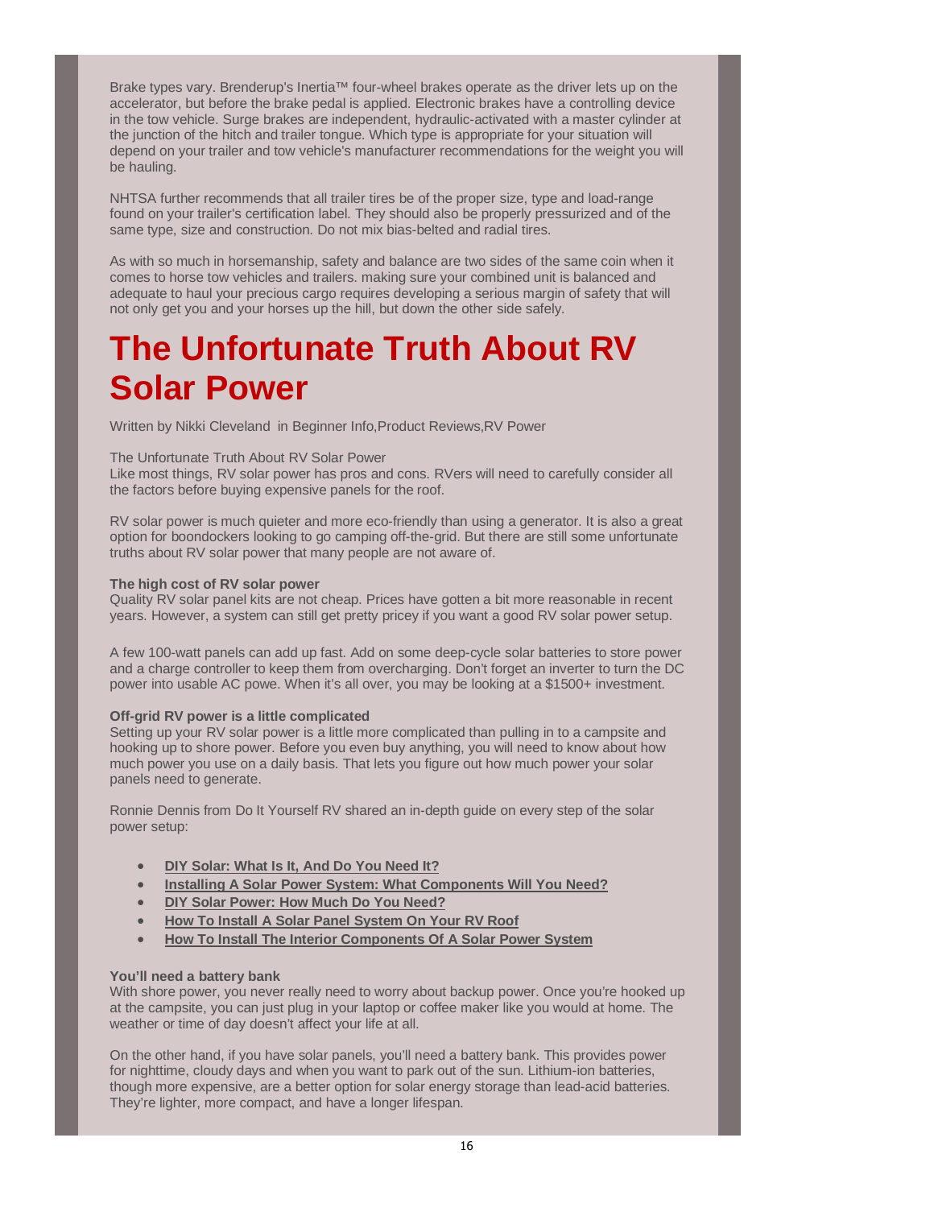Brake types vary. Brenderup's Inertia™ four-wheel brakes operate as the driver lets up on the accelerator, but before the brake pedal is applied. Electronic brakes have a controlling device in the tow vehicle. Surge brakes are independent, hydraulic-activated with a master cylinder at the junction of the hitch and trailer tongue. Which type is appropriate for your situation will depend on your trailer and tow vehicle's manufacturer recommendations for the weight you will be hauling.

NHTSA further recommends that all trailer tires be of the proper size, type and load-range found on your trailer's certification label. They should also be properly pressurized and of the same type, size and construction. Do not mix bias-belted and radial tires.

As with so much in horsemanship, safety and balance are two sides of the same coin when it comes to horse tow vehicles and trailers. making sure your combined unit is balanced and adequate to haul your precious cargo requires developing a serious margin of safety that will not only get you and your horses up the hill, but down the other side safely.

# The Unfortunate Truth About RV Solar Power

Written by Nikki Cleveland in Beginner Info,Product Reviews,RV Power

The Unfortunate Truth About RV Solar Power
Like most things, RV solar power has pros and cons. RVers will need to carefully consider all the factors before buying expensive panels for the roof.

RV solar power is much quieter and more eco-friendly than using a generator. It is also a great option for boondockers looking to go camping off-the-grid. But there are still some unfortunate truths about RV solar power that many people are not aware of.

**The high cost of RV solar power**
Quality RV solar panel kits are not cheap. Prices have gotten a bit more reasonable in recent years. However, a system can still get pretty pricey if you want a good RV solar power setup.

A few 100-watt panels can add up fast. Add on some deep-cycle solar batteries to store power and a charge controller to keep them from overcharging. Don't forget an inverter to turn the DC power into usable AC powe. When it's all over, you may be looking at a $1500+ investment.

**Off-grid RV power is a little complicated**
Setting up your RV solar power is a little more complicated than pulling in to a campsite and hooking up to shore power. Before you even buy anything, you will need to know about how much power you use on a daily basis. That lets you figure out how much power your solar panels need to generate.

Ronnie Dennis from Do It Yourself RV shared an in-depth guide on every step of the solar power setup:

- **DIY Solar: What Is It, And Do You Need It?**
- **Installing A Solar Power System: What Components Will You Need?**
- **DIY Solar Power: How Much Do You Need?**
- **How To Install A Solar Panel System On Your RV Roof**
- **How To Install The Interior Components Of A Solar Power System**

**You'll need a battery bank**
With shore power, you never really need to worry about backup power. Once you're hooked up at the campsite, you can just plug in your laptop or coffee maker like you would at home. The weather or time of day doesn't affect your life at all.

On the other hand, if you have solar panels, you'll need a battery bank. This provides power for nighttime, cloudy days and when you want to park out of the sun. Lithium-ion batteries, though more expensive, are a better option for solar energy storage than lead-acid batteries. They're lighter, more compact, and have a longer lifespan.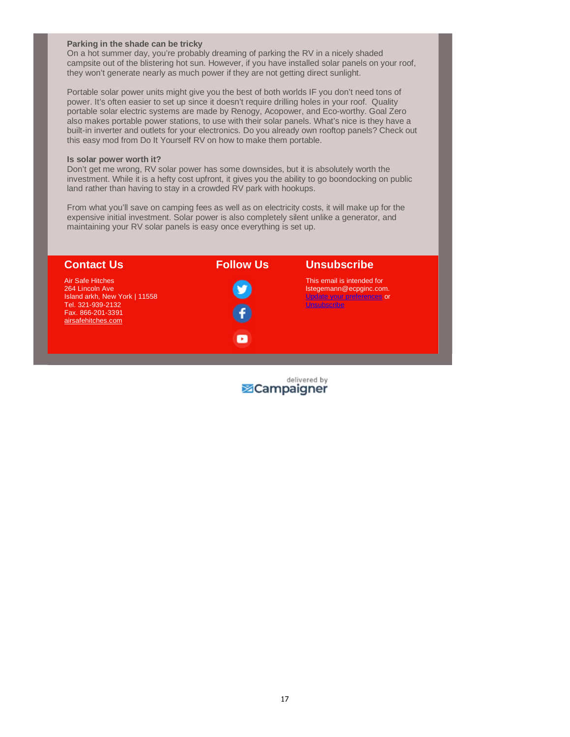**Parking in the shade can be tricky**
On a hot summer day, you're probably dreaming of parking the RV in a nicely shaded campsite out of the blistering hot sun. However, if you have installed solar panels on your roof, they won't generate nearly as much power if they are not getting direct sunlight.

Portable solar power units might give you the best of both worlds IF you don't need tons of power. It's often easier to set up since it doesn't require drilling holes in your roof. Quality portable solar electric systems are made by Renogy, Acopower, and Eco-worthy. Goal Zero also makes portable power stations, to use with their solar panels. What's nice is they have a built-in inverter and outlets for your electronics. Do you already own rooftop panels? Check out this easy mod from Do It Yourself RV on how to make them portable.

**Is solar power worth it?**
Don't get me wrong, RV solar power has some downsides, but it is absolutely worth the investment. While it is a hefty cost upfront, it gives you the ability to go boondocking on public land rather than having to stay in a crowded RV park with hookups.

From what you'll save on camping fees as well as on electricity costs, it will make up for the expensive initial investment. Solar power is also completely silent unlike a generator, and maintaining your RV solar panels is easy once everything is set up.

## Contact Us

Air Safe Hitches
264 Lincoln Ave
Island arkh, New York | 11558
Tel. 321-939-2132
Fax. 866-201-3391
airsafehitches.com

## Follow Us

## Unsubscribe

This email is intended for lstegemann@ecpginc.com.
Update your preferences or Unsubscribe

delivered by Campaigner